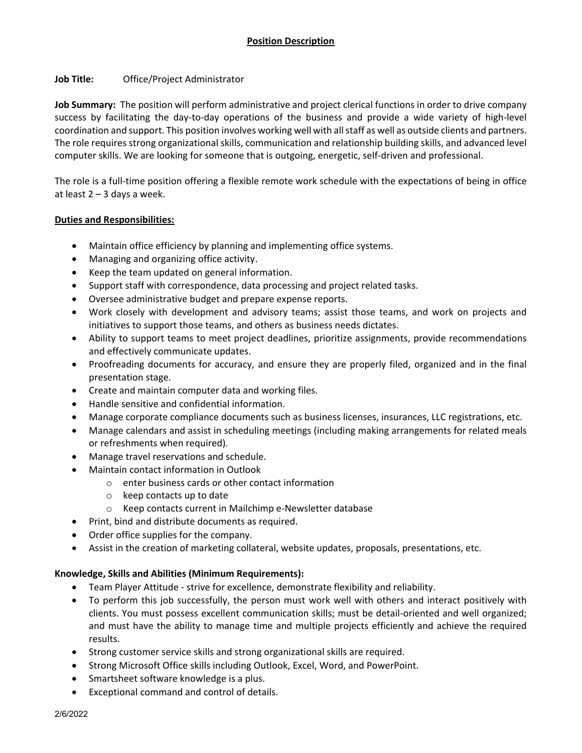# Position Description

**Job Title:** Office/Project Administrator

**Job Summary:** The position will perform administrative and project clerical functions in order to drive company success by facilitating the day-to-day operations of the business and provide a wide variety of high-level coordination and support. This position involves working well with all staff as well as outside clients and partners. The role requires strong organizational skills, communication and relationship building skills, and advanced level computer skills. We are looking for someone that is outgoing, energetic, self-driven and professional.

The role is a full-time position offering a flexible remote work schedule with the expectations of being in office at least 2 – 3 days a week.

## Duties and Responsibilities:

- Maintain office efficiency by planning and implementing office systems.
- Managing and organizing office activity.
- Keep the team updated on general information.
- Support staff with correspondence, data processing and project related tasks.
- Oversee administrative budget and prepare expense reports.
- Work closely with development and advisory teams; assist those teams, and work on projects and initiatives to support those teams, and others as business needs dictates.
- Ability to support teams to meet project deadlines, prioritize assignments, provide recommendations and effectively communicate updates.
- Proofreading documents for accuracy, and ensure they are properly filed, organized and in the final presentation stage.
- Create and maintain computer data and working files.
- Handle sensitive and confidential information.
- Manage corporate compliance documents such as business licenses, insurances, LLC registrations, etc.
- Manage calendars and assist in scheduling meetings (including making arrangements for related meals or refreshments when required).
- Manage travel reservations and schedule.
- Maintain contact information in Outlook
  - enter business cards or other contact information
  - keep contacts up to date
  - Keep contacts current in Mailchimp e-Newsletter database
- Print, bind and distribute documents as required.
- Order office supplies for the company.
- Assist in the creation of marketing collateral, website updates, proposals, presentations, etc.

### Knowledge, Skills and Abilities (Minimum Requirements):

- Team Player Attitude - strive for excellence, demonstrate flexibility and reliability.
- To perform this job successfully, the person must work well with others and interact positively with clients. You must possess excellent communication skills; must be detail-oriented and well organized; and must have the ability to manage time and multiple projects efficiently and achieve the required results.
- Strong customer service skills and strong organizational skills are required.
- Strong Microsoft Office skills including Outlook, Excel, Word, and PowerPoint.
- Smartsheet software knowledge is a plus.
- Exceptional command and control of details.

2/6/2022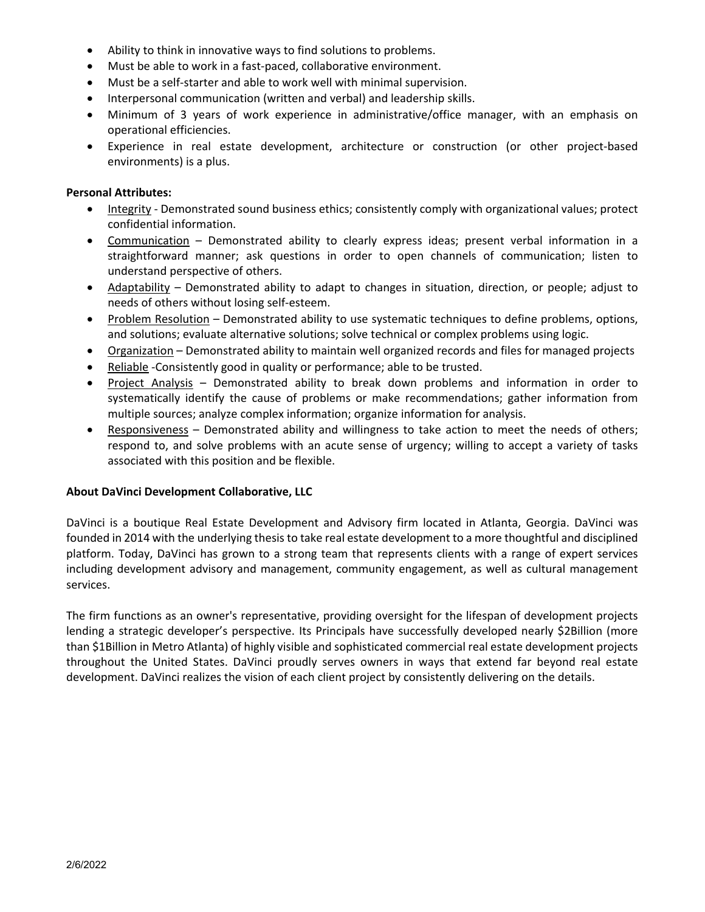- Ability to think in innovative ways to find solutions to problems.
- Must be able to work in a fast-paced, collaborative environment.
- Must be a self-starter and able to work well with minimal supervision.
- Interpersonal communication (written and verbal) and leadership skills.
- Minimum of 3 years of work experience in administrative/office manager, with an emphasis on operational efficiencies.
- Experience in real estate development, architecture or construction (or other project-based environments) is a plus.

**Personal Attributes:**

- <u>Integrity</u> - Demonstrated sound business ethics; consistently comply with organizational values; protect confidential information.
- <u>Communication</u> – Demonstrated ability to clearly express ideas; present verbal information in a straightforward manner; ask questions in order to open channels of communication; listen to understand perspective of others.
- <u>Adaptability</u> – Demonstrated ability to adapt to changes in situation, direction, or people; adjust to needs of others without losing self-esteem.
- <u>Problem Resolution</u> – Demonstrated ability to use systematic techniques to define problems, options, and solutions; evaluate alternative solutions; solve technical or complex problems using logic.
- <u>Organization</u> – Demonstrated ability to maintain well organized records and files for managed projects
- <u>Reliable</u> -Consistently good in quality or performance; able to be trusted.
- <u>Project Analysis</u> – Demonstrated ability to break down problems and information in order to systematically identify the cause of problems or make recommendations; gather information from multiple sources; analyze complex information; organize information for analysis.
- <u>Responsiveness</u> – Demonstrated ability and willingness to take action to meet the needs of others; respond to, and solve problems with an acute sense of urgency; willing to accept a variety of tasks associated with this position and be flexible.

**About DaVinci Development Collaborative, LLC**

DaVinci is a boutique Real Estate Development and Advisory firm located in Atlanta, Georgia. DaVinci was founded in 2014 with the underlying thesis to take real estate development to a more thoughtful and disciplined platform. Today, DaVinci has grown to a strong team that represents clients with a range of expert services including development advisory and management, community engagement, as well as cultural management services.

The firm functions as an owner's representative, providing oversight for the lifespan of development projects lending a strategic developer's perspective. Its Principals have successfully developed nearly $2Billion (more than $1Billion in Metro Atlanta) of highly visible and sophisticated commercial real estate development projects throughout the United States. DaVinci proudly serves owners in ways that extend far beyond real estate development. DaVinci realizes the vision of each client project by consistently delivering on the details.

2/6/2022